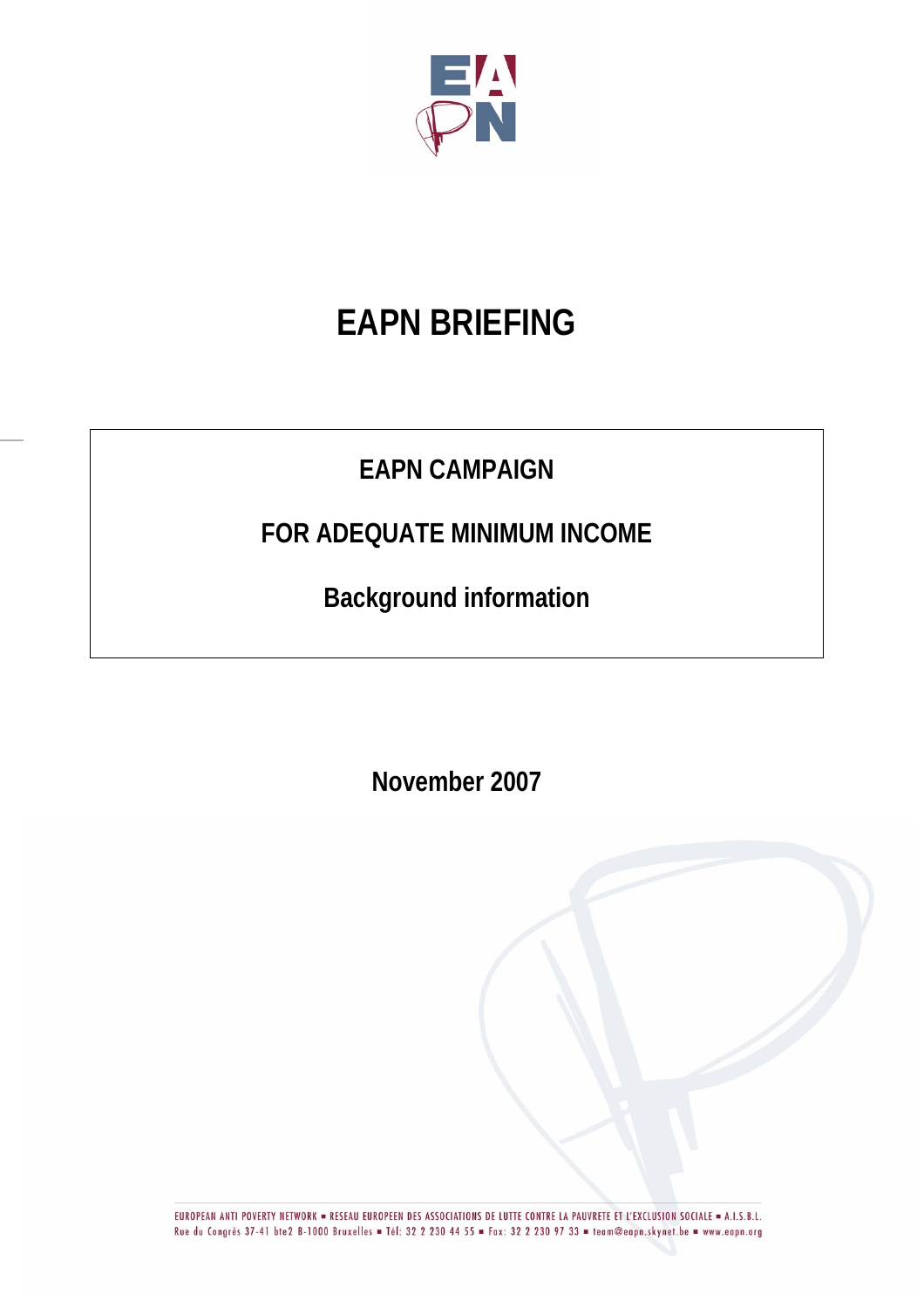# EAPN BRIEFING

## EAPN CAMPAIGN

## FOR ADEQUATE MINIMUM INCOME

## Background information

**November 2007**

EUROPEAN ANTI POVERTY NETWORK ▪ RESEAU EUROPEEN DES ASSOCIATIONS DE LUTTE CONTRE LA PAUVRETE ET L'EXCLUSION SOCIALE ▪ A.I.S.B.L.
Rue du Congrès 37-41 bte2 B-1000 Bruxelles ▪ Tél: 32 2 230 44 55 ▪ Fax: 32 2 230 97 33 ▪ team@eapn.skynet.be ▪ www.eapn.org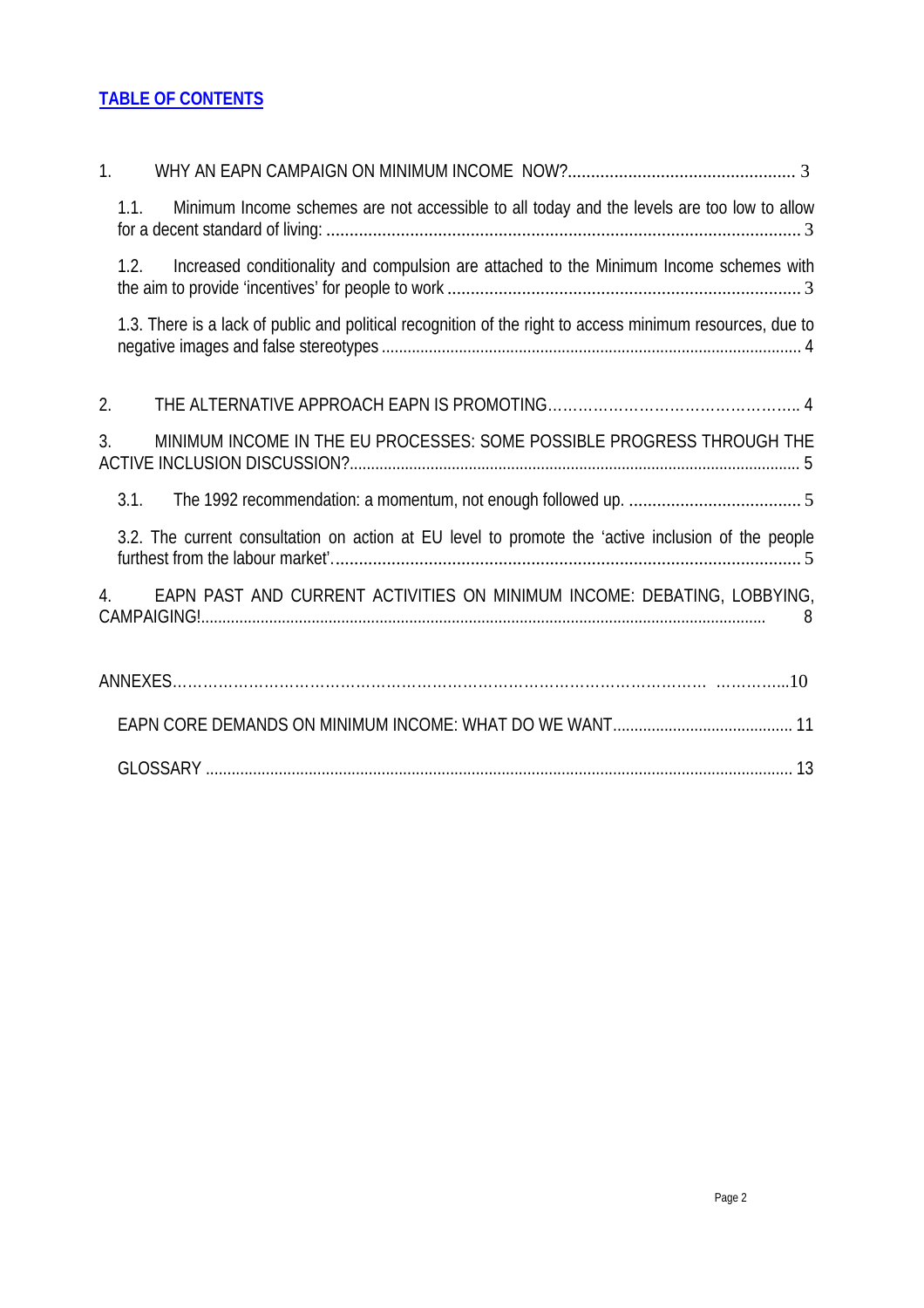**TABLE OF CONTENTS**

1. WHY AN EAPN CAMPAIGN ON MINIMUM INCOME NOW? ..... 3
   - 1.1. Minimum Income schemes are not accessible to all today and the levels are too low to allow for a decent standard of living: ..... 3
   - 1.2. Increased conditionality and compulsion are attached to the Minimum Income schemes with the aim to provide 'incentives' for people to work ..... 3
   - 1.3. There is a lack of public and political recognition of the right to access minimum resources, due to negative images and false stereotypes ..... 4
2. THE ALTERNATIVE APPROACH EAPN IS PROMOTING ..... 4
3. MINIMUM INCOME IN THE EU PROCESSES: SOME POSSIBLE PROGRESS THROUGH THE ACTIVE INCLUSION DISCUSSION? ..... 5
   - 3.1. The 1992 recommendation: a momentum, not enough followed up. ..... 5
   - 3.2. The current consultation on action at EU level to promote the 'active inclusion of the people furthest from the labour market'. ..... 5
4. EAPN PAST AND CURRENT ACTIVITIES ON MINIMUM INCOME: DEBATING, LOBBYING, CAMPAIGING! ..... 8

ANNEXES ..... 10

- EAPN CORE DEMANDS ON MINIMUM INCOME: WHAT DO WE WANT ..... 11
- GLOSSARY ..... 13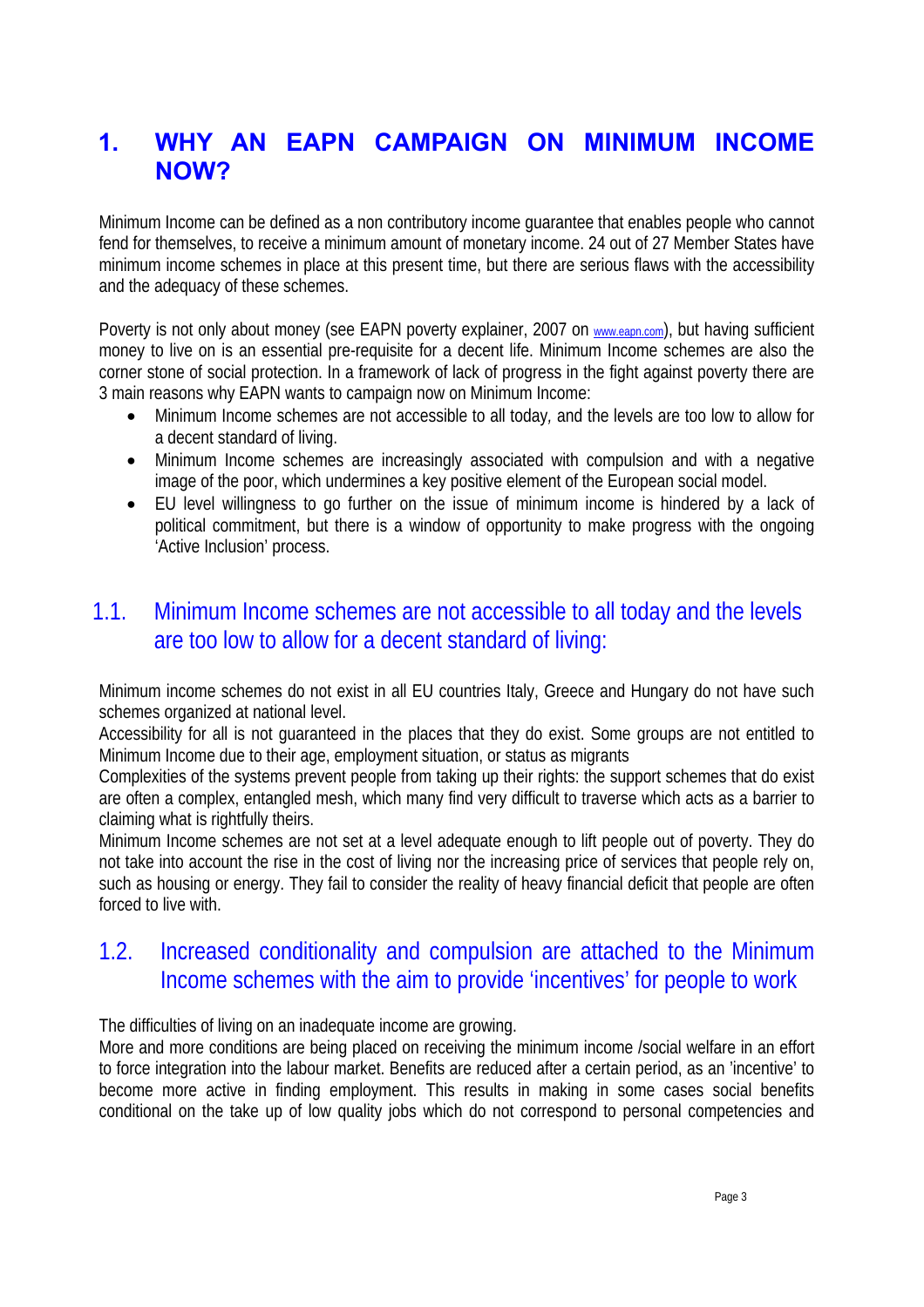# 1. WHY AN EAPN CAMPAIGN ON MINIMUM INCOME NOW?

Minimum Income can be defined as a non contributory income guarantee that enables people who cannot fend for themselves, to receive a minimum amount of monetary income. 24 out of 27 Member States have minimum income schemes in place at this present time, but there are serious flaws with the accessibility and the adequacy of these schemes.

Poverty is not only about money (see EAPN poverty explainer, 2007 on www.eapn.com), but having sufficient money to live on is an essential pre-requisite for a decent life. Minimum Income schemes are also the corner stone of social protection. In a framework of lack of progress in the fight against poverty there are 3 main reasons why EAPN wants to campaign now on Minimum Income:

- Minimum Income schemes are not accessible to all today, and the levels are too low to allow for a decent standard of living.
- Minimum Income schemes are increasingly associated with compulsion and with a negative image of the poor, which undermines a key positive element of the European social model.
- EU level willingness to go further on the issue of minimum income is hindered by a lack of political commitment, but there is a window of opportunity to make progress with the ongoing 'Active Inclusion' process.

## 1.1. Minimum Income schemes are not accessible to all today and the levels are too low to allow for a decent standard of living:

Minimum income schemes do not exist in all EU countries Italy, Greece and Hungary do not have such schemes organized at national level.

Accessibility for all is not guaranteed in the places that they do exist. Some groups are not entitled to Minimum Income due to their age, employment situation, or status as migrants

Complexities of the systems prevent people from taking up their rights: the support schemes that do exist are often a complex, entangled mesh, which many find very difficult to traverse which acts as a barrier to claiming what is rightfully theirs.

Minimum Income schemes are not set at a level adequate enough to lift people out of poverty. They do not take into account the rise in the cost of living nor the increasing price of services that people rely on, such as housing or energy. They fail to consider the reality of heavy financial deficit that people are often forced to live with.

## 1.2. Increased conditionality and compulsion are attached to the Minimum Income schemes with the aim to provide 'incentives' for people to work

The difficulties of living on an inadequate income are growing.

More and more conditions are being placed on receiving the minimum income /social welfare in an effort to force integration into the labour market. Benefits are reduced after a certain period, as an 'incentive' to become more active in finding employment. This results in making in some cases social benefits conditional on the take up of low quality jobs which do not correspond to personal competencies and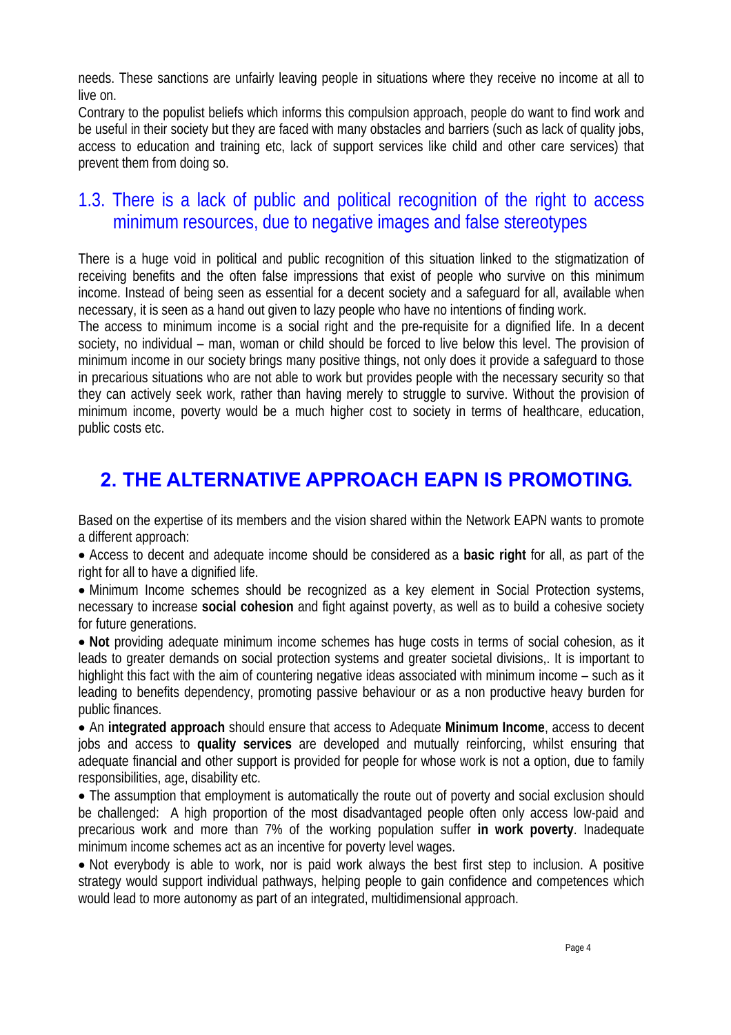needs. These sanctions are unfairly leaving people in situations where they receive no income at all to live on.

Contrary to the populist beliefs which informs this compulsion approach, people do want to find work and be useful in their society but they are faced with many obstacles and barriers (such as lack of quality jobs, access to education and training etc, lack of support services like child and other care services) that prevent them from doing so.

### 1.3. There is a lack of public and political recognition of the right to access minimum resources, due to negative images and false stereotypes

There is a huge void in political and public recognition of this situation linked to the stigmatization of receiving benefits and the often false impressions that exist of people who survive on this minimum income. Instead of being seen as essential for a decent society and a safeguard for all, available when necessary, it is seen as a hand out given to lazy people who have no intentions of finding work.

The access to minimum income is a social right and the pre-requisite for a dignified life. In a decent society, no individual – man, woman or child should be forced to live below this level. The provision of minimum income in our society brings many positive things, not only does it provide a safeguard to those in precarious situations who are not able to work but provides people with the necessary security so that they can actively seek work, rather than having merely to struggle to survive. Without the provision of minimum income, poverty would be a much higher cost to society in terms of healthcare, education, public costs etc.

## 2. THE ALTERNATIVE APPROACH EAPN IS PROMOTING.

Based on the expertise of its members and the vision shared within the Network EAPN wants to promote a different approach:

- Access to decent and adequate income should be considered as a **basic right** for all, as part of the right for all to have a dignified life.
- Minimum Income schemes should be recognized as a key element in Social Protection systems, necessary to increase **social cohesion** and fight against poverty, as well as to build a cohesive society for future generations.
- **Not** providing adequate minimum income schemes has huge costs in terms of social cohesion, as it leads to greater demands on social protection systems and greater societal divisions,. It is important to highlight this fact with the aim of countering negative ideas associated with minimum income – such as it leading to benefits dependency, promoting passive behaviour or as a non productive heavy burden for public finances.
- An **integrated approach** should ensure that access to Adequate **Minimum Income**, access to decent jobs and access to **quality services** are developed and mutually reinforcing, whilst ensuring that adequate financial and other support is provided for people for whose work is not a option, due to family responsibilities, age, disability etc.
- The assumption that employment is automatically the route out of poverty and social exclusion should be challenged: A high proportion of the most disadvantaged people often only access low-paid and precarious work and more than 7% of the working population suffer **in work poverty**. Inadequate minimum income schemes act as an incentive for poverty level wages.
- Not everybody is able to work, nor is paid work always the best first step to inclusion. A positive strategy would support individual pathways, helping people to gain confidence and competences which would lead to more autonomy as part of an integrated, multidimensional approach.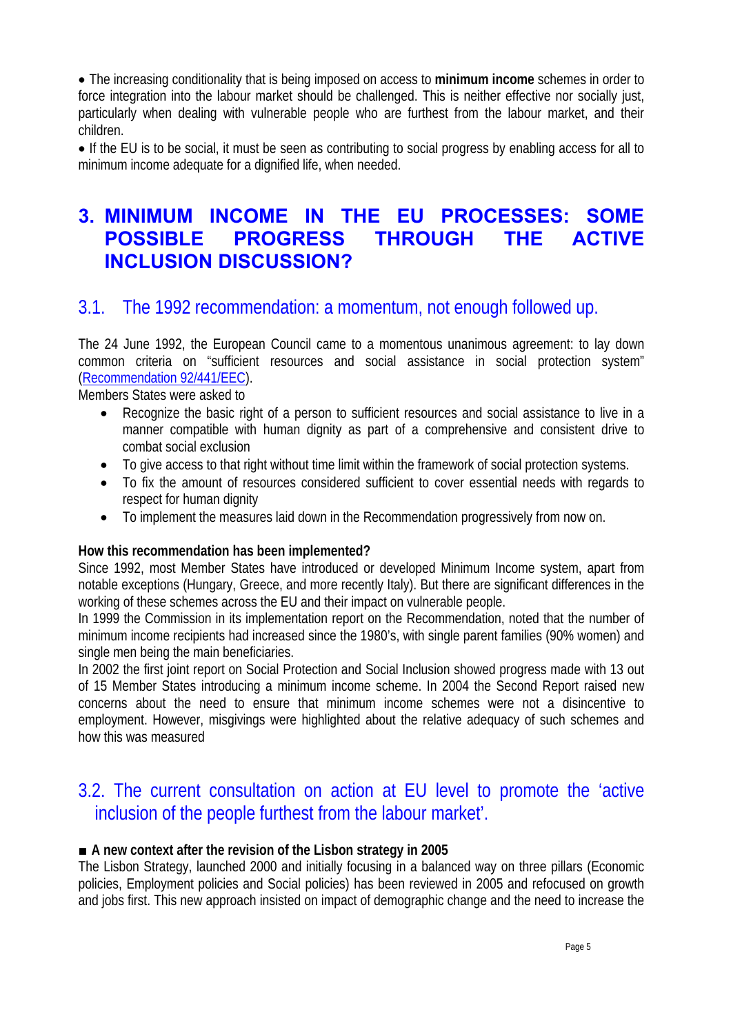• The increasing conditionality that is being imposed on access to **minimum income** schemes in order to force integration into the labour market should be challenged. This is neither effective nor socially just, particularly when dealing with vulnerable people who are furthest from the labour market, and their children.

• If the EU is to be social, it must be seen as contributing to social progress by enabling access for all to minimum income adequate for a dignified life, when needed.

# 3. MINIMUM INCOME IN THE EU PROCESSES: SOME POSSIBLE PROGRESS THROUGH THE ACTIVE INCLUSION DISCUSSION?

## 3.1. The 1992 recommendation: a momentum, not enough followed up.

The 24 June 1992, the European Council came to a momentous unanimous agreement: to lay down common criteria on "sufficient resources and social assistance in social protection system" (Recommendation 92/441/EEC).

Members States were asked to

- Recognize the basic right of a person to sufficient resources and social assistance to live in a manner compatible with human dignity as part of a comprehensive and consistent drive to combat social exclusion
- To give access to that right without time limit within the framework of social protection systems.
- To fix the amount of resources considered sufficient to cover essential needs with regards to respect for human dignity
- To implement the measures laid down in the Recommendation progressively from now on.

**How this recommendation has been implemented?**

Since 1992, most Member States have introduced or developed Minimum Income system, apart from notable exceptions (Hungary, Greece, and more recently Italy). But there are significant differences in the working of these schemes across the EU and their impact on vulnerable people.

In 1999 the Commission in its implementation report on the Recommendation, noted that the number of minimum income recipients had increased since the 1980's, with single parent families (90% women) and single men being the main beneficiaries.

In 2002 the first joint report on Social Protection and Social Inclusion showed progress made with 13 out of 15 Member States introducing a minimum income scheme. In 2004 the Second Report raised new concerns about the need to ensure that minimum income schemes were not a disincentive to employment. However, misgivings were highlighted about the relative adequacy of such schemes and how this was measured

## 3.2. The current consultation on action at EU level to promote the 'active inclusion of the people furthest from the labour market'.

■ **A new context after the revision of the Lisbon strategy in 2005**

The Lisbon Strategy, launched 2000 and initially focusing in a balanced way on three pillars (Economic policies, Employment policies and Social policies) has been reviewed in 2005 and refocused on growth and jobs first. This new approach insisted on impact of demographic change and the need to increase the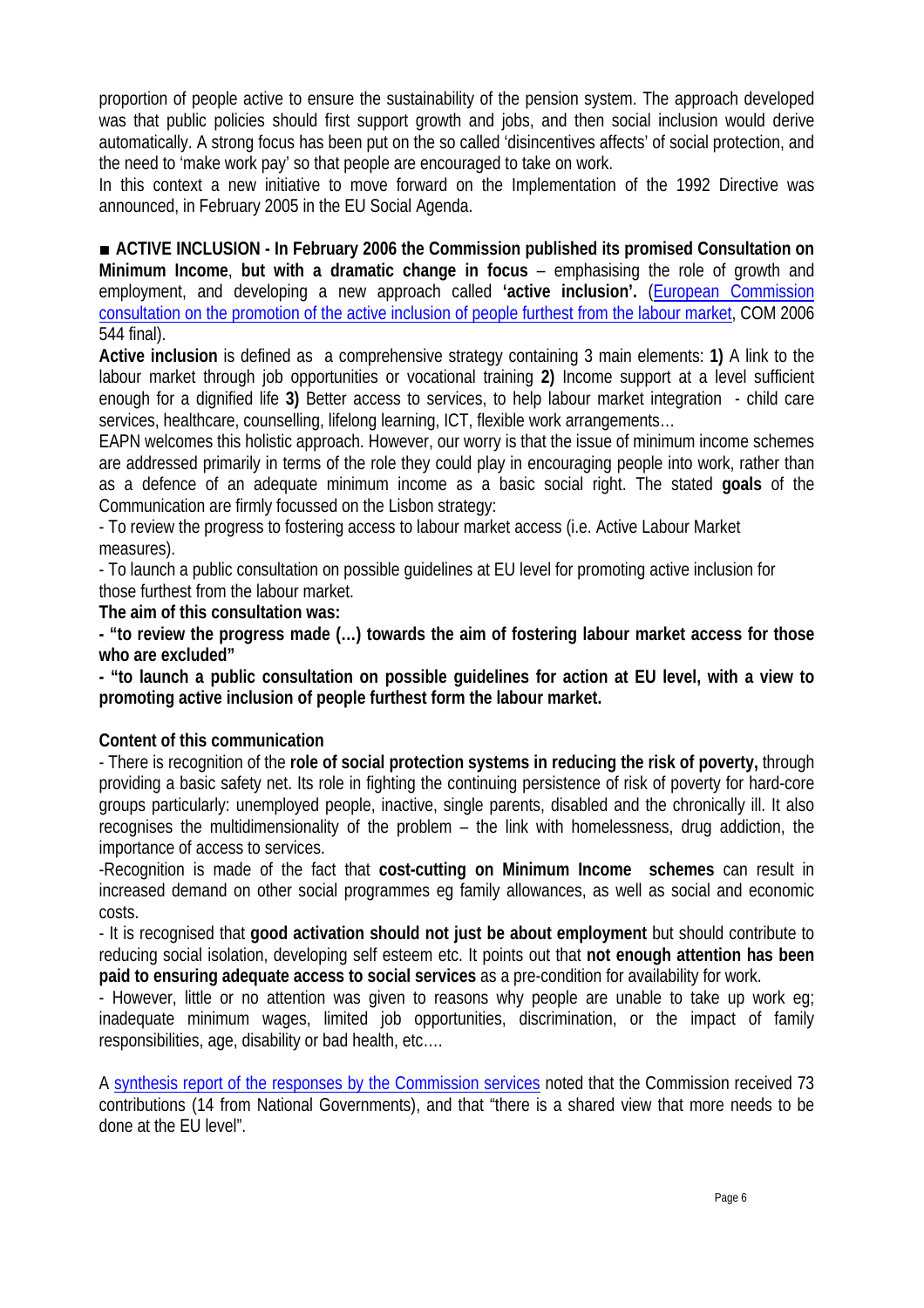proportion of people active to ensure the sustainability of the pension system. The approach developed was that public policies should first support growth and jobs, and then social inclusion would derive automatically. A strong focus has been put on the so called 'disincentives affects' of social protection, and the need to 'make work pay' so that people are encouraged to take on work.

In this context a new initiative to move forward on the Implementation of the 1992 Directive was announced, in February 2005 in the EU Social Agenda.

■ **ACTIVE INCLUSION - In February 2006 the Commission published its promised Consultation on Minimum Income**, **but with a dramatic change in focus** – emphasising the role of growth and employment, and developing a new approach called **'active inclusion'.** (European Commission consultation on the promotion of the active inclusion of people furthest from the labour market, COM 2006 544 final).

**Active inclusion** is defined as a comprehensive strategy containing 3 main elements: **1)** A link to the labour market through job opportunities or vocational training **2)** Income support at a level sufficient enough for a dignified life **3)** Better access to services, to help labour market integration - child care services, healthcare, counselling, lifelong learning, ICT, flexible work arrangements…

EAPN welcomes this holistic approach. However, our worry is that the issue of minimum income schemes are addressed primarily in terms of the role they could play in encouraging people into work, rather than as a defence of an adequate minimum income as a basic social right. The stated **goals** of the Communication are firmly focussed on the Lisbon strategy:

- To review the progress to fostering access to labour market access (i.e. Active Labour Market measures).
- To launch a public consultation on possible guidelines at EU level for promoting active inclusion for those furthest from the labour market.

**The aim of this consultation was:**

**- "to review the progress made (…) towards the aim of fostering labour market access for those who are excluded"**

**- "to launch a public consultation on possible guidelines for action at EU level, with a view to promoting active inclusion of people furthest form the labour market.**

**Content of this communication**

- There is recognition of the **role of social protection systems in reducing the risk of poverty,** through providing a basic safety net. Its role in fighting the continuing persistence of risk of poverty for hard-core groups particularly: unemployed people, inactive, single parents, disabled and the chronically ill. It also recognises the multidimensionality of the problem – the link with homelessness, drug addiction, the importance of access to services.

-Recognition is made of the fact that **cost-cutting on Minimum Income schemes** can result in increased demand on other social programmes eg family allowances, as well as social and economic costs.

- It is recognised that **good activation should not just be about employment** but should contribute to reducing social isolation, developing self esteem etc. It points out that **not enough attention has been paid to ensuring adequate access to social services** as a pre-condition for availability for work.

- However, little or no attention was given to reasons why people are unable to take up work eg; inadequate minimum wages, limited job opportunities, discrimination, or the impact of family responsibilities, age, disability or bad health, etc….

A synthesis report of the responses by the Commission services noted that the Commission received 73 contributions (14 from National Governments), and that "there is a shared view that more needs to be done at the EU level".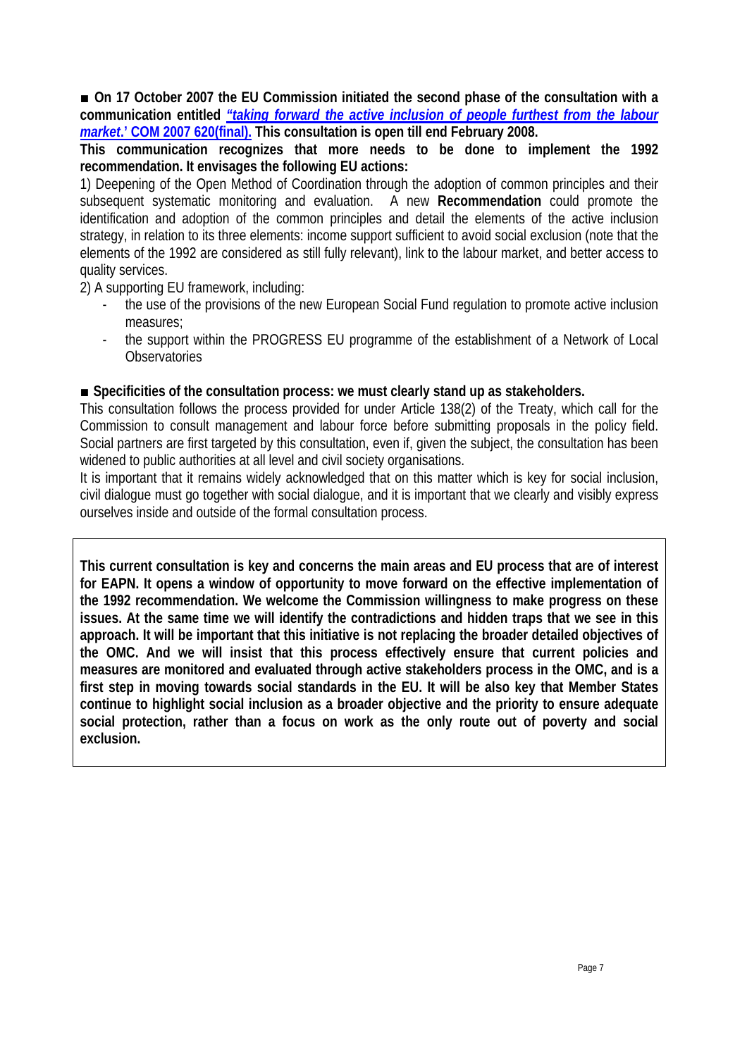■ **On 17 October 2007 the EU Commission initiated the second phase of the consultation with a communication entitled *"taking forward the active inclusion of people furthest from the labour market*.' COM 2007 620(final). This consultation is open till end February 2008.**

**This communication recognizes that more needs to be done to implement the 1992 recommendation. It envisages the following EU actions:**

1) Deepening of the Open Method of Coordination through the adoption of common principles and their subsequent systematic monitoring and evaluation. A new **Recommendation** could promote the identification and adoption of the common principles and detail the elements of the active inclusion strategy, in relation to its three elements: income support sufficient to avoid social exclusion (note that the elements of the 1992 are considered as still fully relevant), link to the labour market, and better access to quality services.

2) A supporting EU framework, including:

- the use of the provisions of the new European Social Fund regulation to promote active inclusion measures;
- the support within the PROGRESS EU programme of the establishment of a Network of Local Observatories

■ **Specificities of the consultation process: we must clearly stand up as stakeholders.**

This consultation follows the process provided for under Article 138(2) of the Treaty, which call for the Commission to consult management and labour force before submitting proposals in the policy field. Social partners are first targeted by this consultation, even if, given the subject, the consultation has been widened to public authorities at all level and civil society organisations.

It is important that it remains widely acknowledged that on this matter which is key for social inclusion, civil dialogue must go together with social dialogue, and it is important that we clearly and visibly express ourselves inside and outside of the formal consultation process.

**This current consultation is key and concerns the main areas and EU process that are of interest for EAPN. It opens a window of opportunity to move forward on the effective implementation of the 1992 recommendation. We welcome the Commission willingness to make progress on these issues. At the same time we will identify the contradictions and hidden traps that we see in this approach. It will be important that this initiative is not replacing the broader detailed objectives of the OMC. And we will insist that this process effectively ensure that current policies and measures are monitored and evaluated through active stakeholders process in the OMC, and is a first step in moving towards social standards in the EU. It will be also key that Member States continue to highlight social inclusion as a broader objective and the priority to ensure adequate social protection, rather than a focus on work as the only route out of poverty and social exclusion.**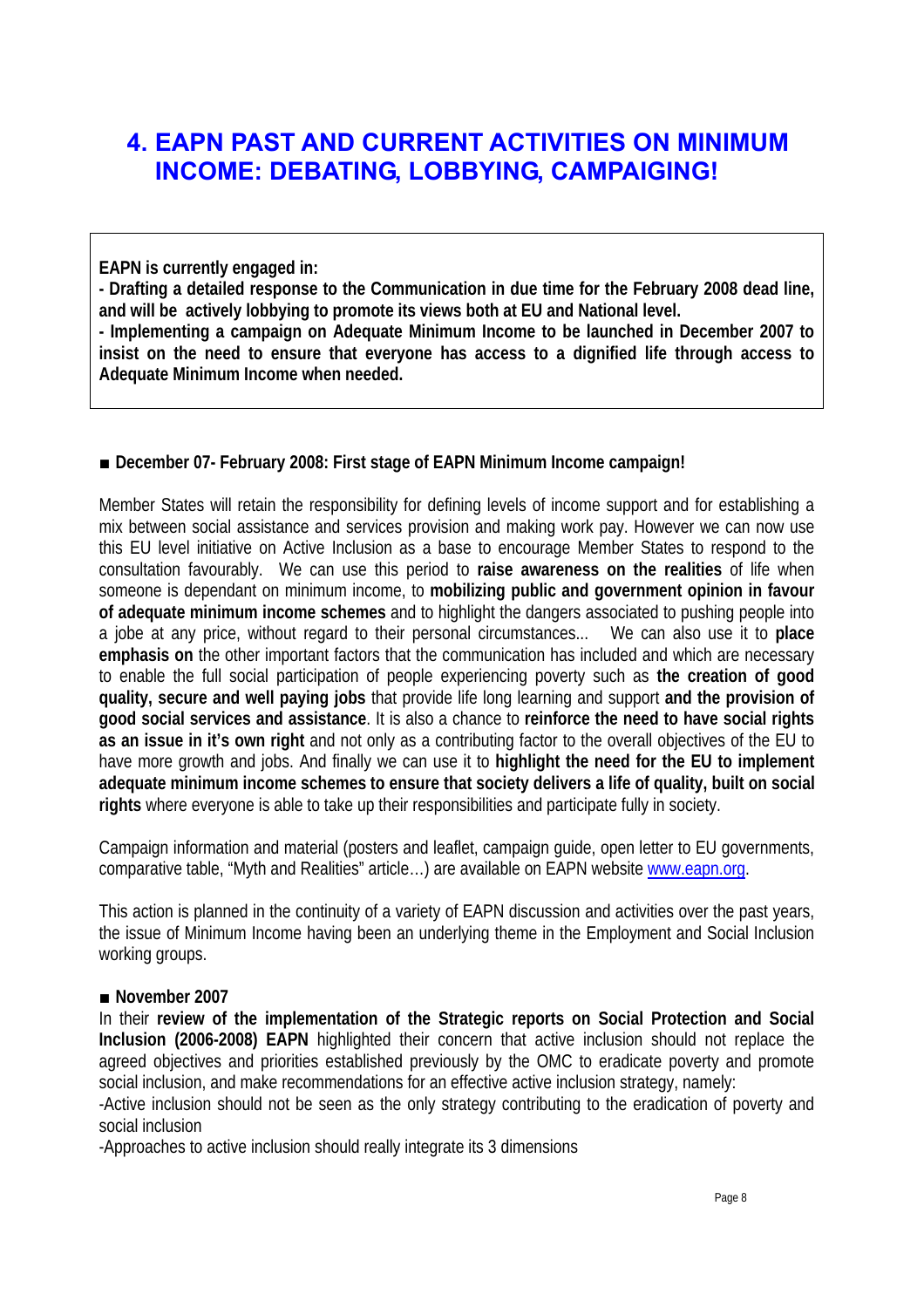# 4. EAPN PAST AND CURRENT ACTIVITIES ON MINIMUM INCOME: DEBATING, LOBBYING, CAMPAIGING!

**EAPN is currently engaged in:**

**- Drafting a detailed response to the Communication in due time for the February 2008 dead line, and will be actively lobbying to promote its views both at EU and National level.**

**- Implementing a campaign on Adequate Minimum Income to be launched in December 2007 to insist on the need to ensure that everyone has access to a dignified life through access to Adequate Minimum Income when needed.**

■ **December 07- February 2008: First stage of EAPN Minimum Income campaign!**

Member States will retain the responsibility for defining levels of income support and for establishing a mix between social assistance and services provision and making work pay. However we can now use this EU level initiative on Active Inclusion as a base to encourage Member States to respond to the consultation favourably. We can use this period to **raise awareness on the realities** of life when someone is dependant on minimum income, to **mobilizing public and government opinion in favour of adequate minimum income schemes** and to highlight the dangers associated to pushing people into a jobe at any price, without regard to their personal circumstances... We can also use it to **place emphasis on** the other important factors that the communication has included and which are necessary to enable the full social participation of people experiencing poverty such as **the creation of good quality, secure and well paying jobs** that provide life long learning and support **and the provision of good social services and assistance**. It is also a chance to **reinforce the need to have social rights as an issue in it's own right** and not only as a contributing factor to the overall objectives of the EU to have more growth and jobs. And finally we can use it to **highlight the need for the EU to implement adequate minimum income schemes to ensure that society delivers a life of quality, built on social rights** where everyone is able to take up their responsibilities and participate fully in society.

Campaign information and material (posters and leaflet, campaign guide, open letter to EU governments, comparative table, "Myth and Realities" article…) are available on EAPN website www.eapn.org.

This action is planned in the continuity of a variety of EAPN discussion and activities over the past years, the issue of Minimum Income having been an underlying theme in the Employment and Social Inclusion working groups.

■ **November 2007**

In their **review of the implementation of the Strategic reports on Social Protection and Social Inclusion (2006-2008) EAPN** highlighted their concern that active inclusion should not replace the agreed objectives and priorities established previously by the OMC to eradicate poverty and promote social inclusion, and make recommendations for an effective active inclusion strategy, namely:

-Active inclusion should not be seen as the only strategy contributing to the eradication of poverty and social inclusion

-Approaches to active inclusion should really integrate its 3 dimensions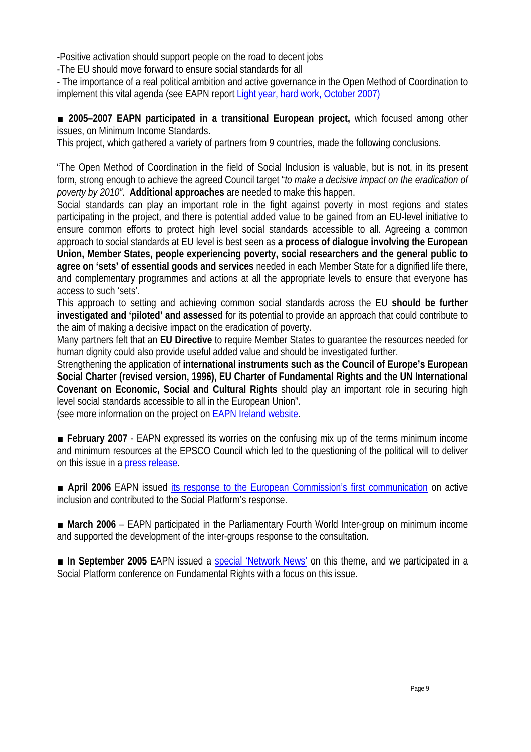-Positive activation should support people on the road to decent jobs

-The EU should move forward to ensure social standards for all

- The importance of a real political ambition and active governance in the Open Method of Coordination to implement this vital agenda (see EAPN report [Light year, hard work, October 2007)]

■ **2005–2007 EAPN participated in a transitional European project,** which focused among other issues, on Minimum Income Standards.

This project, which gathered a variety of partners from 9 countries, made the following conclusions.

"The Open Method of Coordination in the field of Social Inclusion is valuable, but is not, in its present form, strong enough to achieve the agreed Council target "*to make a decisive impact on the eradication of poverty by 2010"*. **Additional approaches** are needed to make this happen.

Social standards can play an important role in the fight against poverty in most regions and states participating in the project, and there is potential added value to be gained from an EU-level initiative to ensure common efforts to protect high level social standards accessible to all. Agreeing a common approach to social standards at EU level is best seen as **a process of dialogue involving the European Union, Member States, people experiencing poverty, social researchers and the general public to agree on 'sets' of essential goods and services** needed in each Member State for a dignified life there, and complementary programmes and actions at all the appropriate levels to ensure that everyone has access to such 'sets'.

This approach to setting and achieving common social standards across the EU **should be further investigated and 'piloted' and assessed** for its potential to provide an approach that could contribute to the aim of making a decisive impact on the eradication of poverty.

Many partners felt that an **EU Directive** to require Member States to guarantee the resources needed for human dignity could also provide useful added value and should be investigated further.

Strengthening the application of **international instruments such as the Council of Europe's European Social Charter (revised version, 1996), EU Charter of Fundamental Rights and the UN International Covenant on Economic, Social and Cultural Rights** should play an important role in securing high level social standards accessible to all in the European Union".

(see more information on the project on [EAPN Ireland website].

■ **February 2007** - EAPN expressed its worries on the confusing mix up of the terms minimum income and minimum resources at the EPSCO Council which led to the questioning of the political will to deliver on this issue in a [press release.]

■ **April 2006** EAPN issued [its response to the European Commission's first communication] on active inclusion and contributed to the Social Platform's response.

■ **March 2006** – EAPN participated in the Parliamentary Fourth World Inter-group on minimum income and supported the development of the inter-groups response to the consultation.

■ **In September 2005** EAPN issued a [special 'Network News'] on this theme, and we participated in a Social Platform conference on Fundamental Rights with a focus on this issue.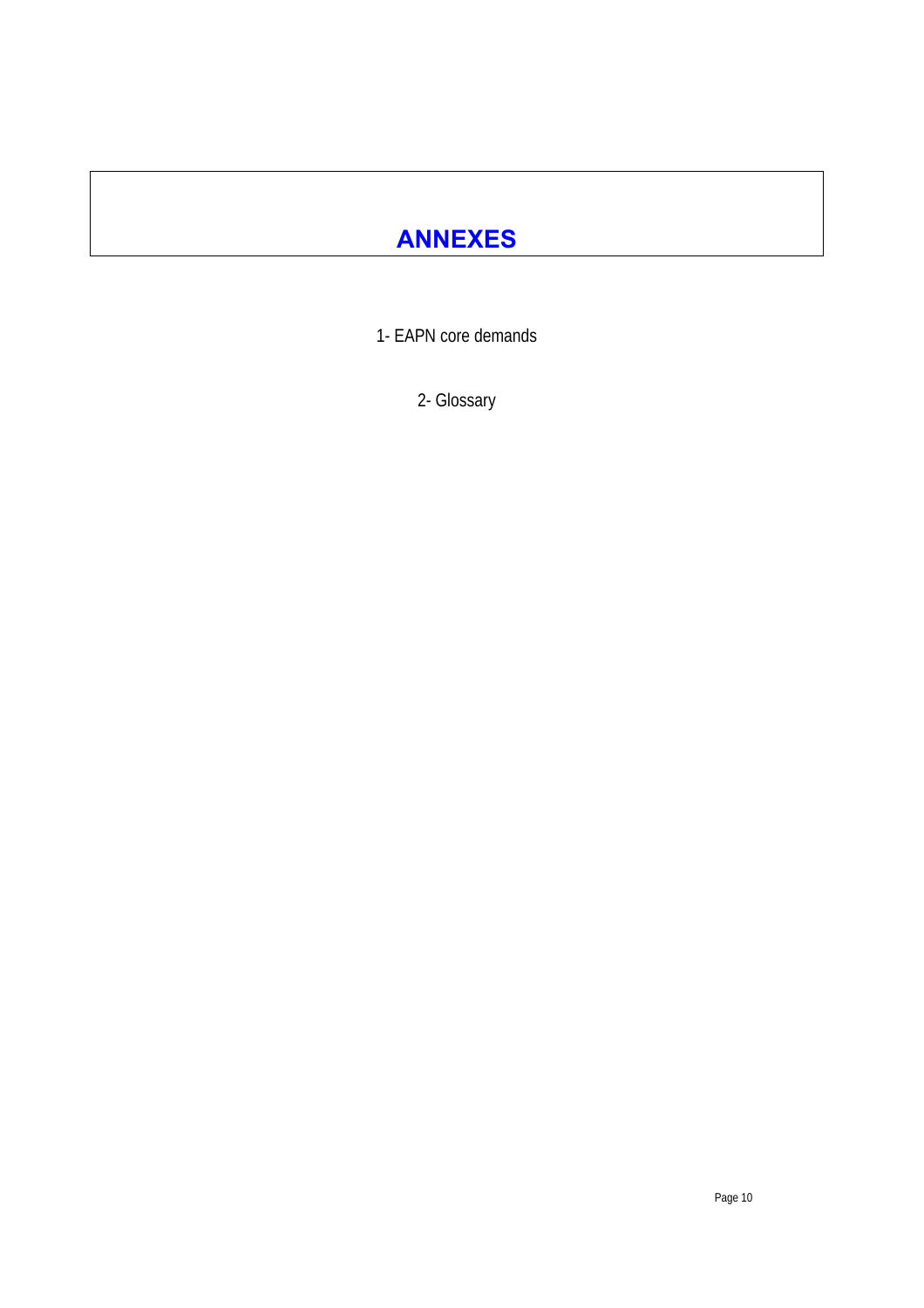# ANNEXES

1- EAPN core demands

2- Glossary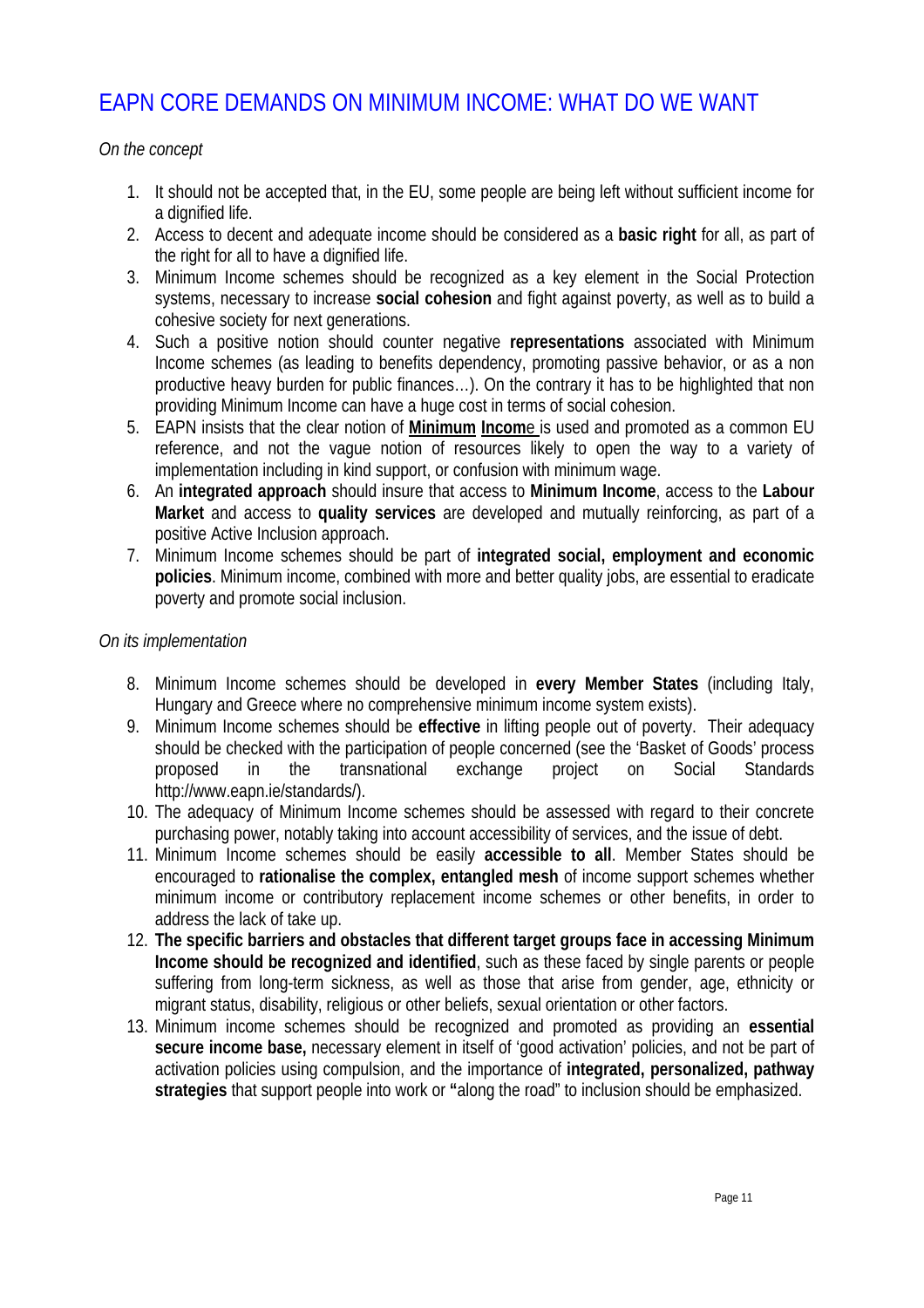## EAPN CORE DEMANDS ON MINIMUM INCOME: WHAT DO WE WANT

*On the concept*

1. It should not be accepted that, in the EU, some people are being left without sufficient income for a dignified life.
2. Access to decent and adequate income should be considered as a **basic right** for all, as part of the right for all to have a dignified life.
3. Minimum Income schemes should be recognized as a key element in the Social Protection systems, necessary to increase **social cohesion** and fight against poverty, as well as to build a cohesive society for next generations.
4. Such a positive notion should counter negative **representations** associated with Minimum Income schemes (as leading to benefits dependency, promoting passive behavior, or as a non productive heavy burden for public finances…). On the contrary it has to be highlighted that non providing Minimum Income can have a huge cost in terms of social cohesion.
5. EAPN insists that the clear notion of **Minimum Income** is used and promoted as a common EU reference, and not the vague notion of resources likely to open the way to a variety of implementation including in kind support, or confusion with minimum wage.
6. An **integrated approach** should insure that access to **Minimum Income**, access to the **Labour Market** and access to **quality services** are developed and mutually reinforcing, as part of a positive Active Inclusion approach.
7. Minimum Income schemes should be part of **integrated social, employment and economic policies**. Minimum income, combined with more and better quality jobs, are essential to eradicate poverty and promote social inclusion.

*On its implementation*

8. Minimum Income schemes should be developed in **every Member States** (including Italy, Hungary and Greece where no comprehensive minimum income system exists).
9. Minimum Income schemes should be **effective** in lifting people out of poverty. Their adequacy should be checked with the participation of people concerned (see the 'Basket of Goods' process proposed in the transnational exchange project on Social Standards http://www.eapn.ie/standards/).
10. The adequacy of Minimum Income schemes should be assessed with regard to their concrete purchasing power, notably taking into account accessibility of services, and the issue of debt.
11. Minimum Income schemes should be easily **accessible to all**. Member States should be encouraged to **rationalise the complex, entangled mesh** of income support schemes whether minimum income or contributory replacement income schemes or other benefits, in order to address the lack of take up.
12. **The specific barriers and obstacles that different target groups face in accessing Minimum Income should be recognized and identified**, such as these faced by single parents or people suffering from long-term sickness, as well as those that arise from gender, age, ethnicity or migrant status, disability, religious or other beliefs, sexual orientation or other factors.
13. Minimum income schemes should be recognized and promoted as providing an **essential secure income base,** necessary element in itself of 'good activation' policies, and not be part of activation policies using compulsion, and the importance of **integrated, personalized, pathway strategies** that support people into work or **"**along the road" to inclusion should be emphasized.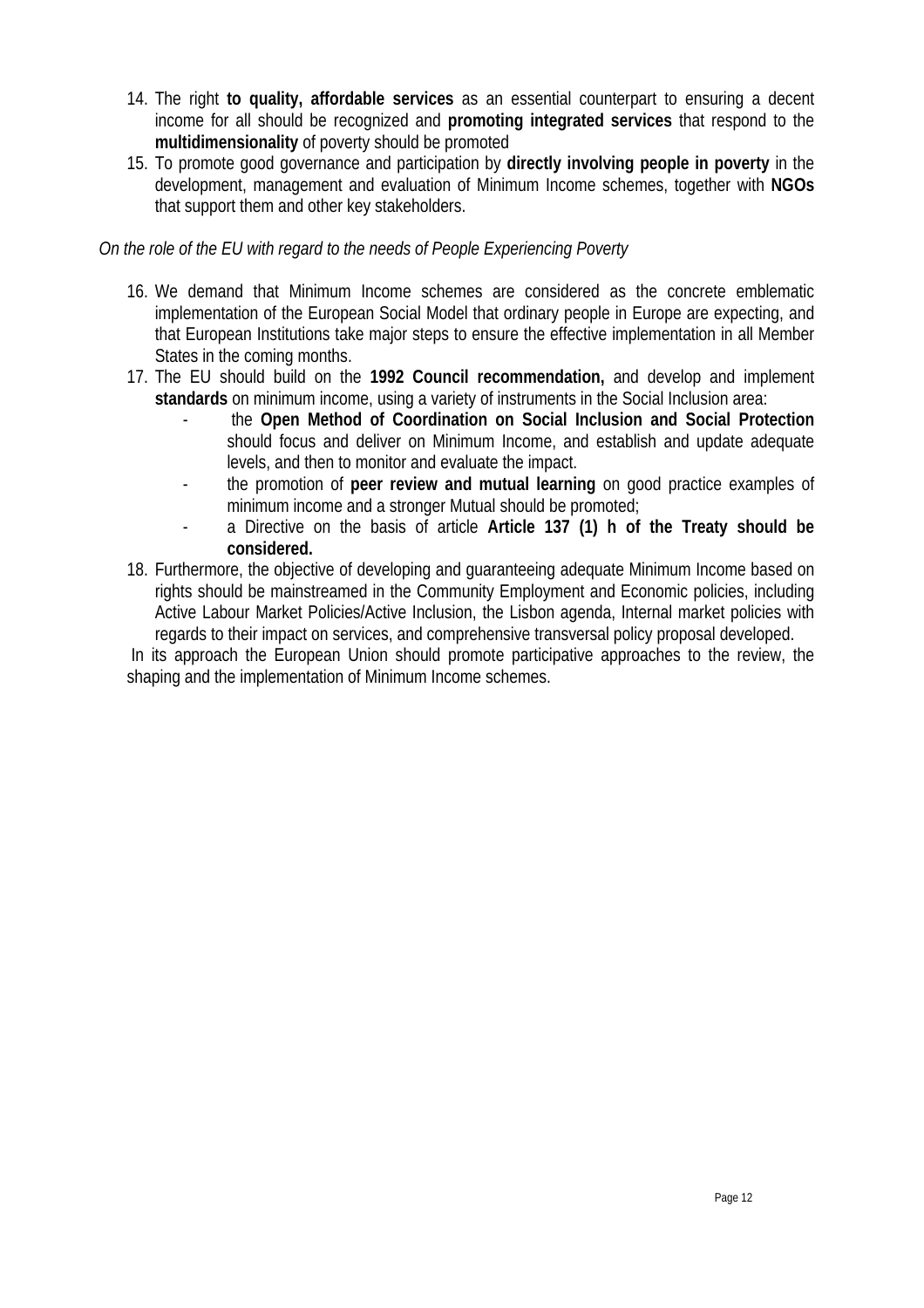14. The right **to quality, affordable services** as an essential counterpart to ensuring a decent income for all should be recognized and **promoting integrated services** that respond to the **multidimensionality** of poverty should be promoted
15. To promote good governance and participation by **directly involving people in poverty** in the development, management and evaluation of Minimum Income schemes, together with **NGOs** that support them and other key stakeholders.

*On the role of the EU with regard to the needs of People Experiencing Poverty*

16. We demand that Minimum Income schemes are considered as the concrete emblematic implementation of the European Social Model that ordinary people in Europe are expecting, and that European Institutions take major steps to ensure the effective implementation in all Member States in the coming months.
17. The EU should build on the **1992 Council recommendation,** and develop and implement **standards** on minimum income, using a variety of instruments in the Social Inclusion area:
    - the **Open Method of Coordination on Social Inclusion and Social Protection** should focus and deliver on Minimum Income, and establish and update adequate levels, and then to monitor and evaluate the impact.
    - the promotion of **peer review and mutual learning** on good practice examples of minimum income and a stronger Mutual should be promoted;
    - a Directive on the basis of article **Article 137 (1) h of the Treaty should be considered.**
18. Furthermore, the objective of developing and guaranteeing adequate Minimum Income based on rights should be mainstreamed in the Community Employment and Economic policies, including Active Labour Market Policies/Active Inclusion, the Lisbon agenda, Internal market policies with regards to their impact on services, and comprehensive transversal policy proposal developed.

In its approach the European Union should promote participative approaches to the review, the shaping and the implementation of Minimum Income schemes.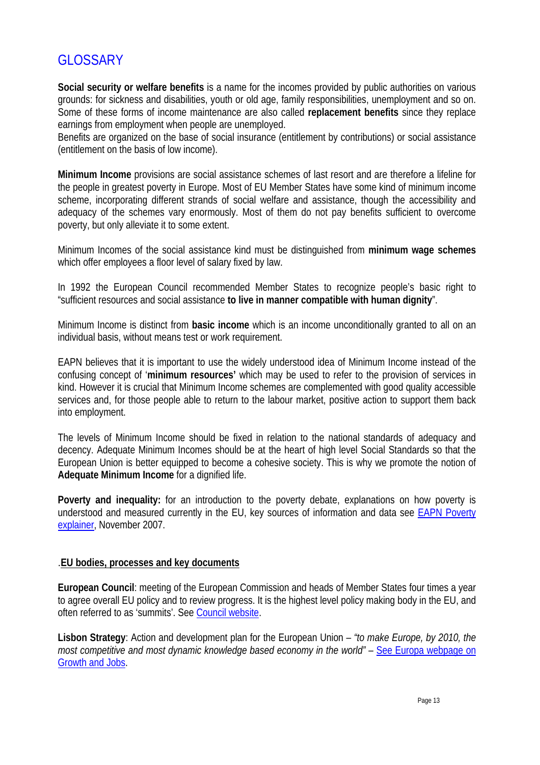# GLOSSARY

**Social security or welfare benefits** is a name for the incomes provided by public authorities on various grounds: for sickness and disabilities, youth or old age, family responsibilities, unemployment and so on. Some of these forms of income maintenance are also called **replacement benefits** since they replace earnings from employment when people are unemployed.
Benefits are organized on the base of social insurance (entitlement by contributions) or social assistance (entitlement on the basis of low income).

**Minimum Income** provisions are social assistance schemes of last resort and are therefore a lifeline for the people in greatest poverty in Europe. Most of EU Member States have some kind of minimum income scheme, incorporating different strands of social welfare and assistance, though the accessibility and adequacy of the schemes vary enormously. Most of them do not pay benefits sufficient to overcome poverty, but only alleviate it to some extent.

Minimum Incomes of the social assistance kind must be distinguished from **minimum wage schemes** which offer employees a floor level of salary fixed by law.

In 1992 the European Council recommended Member States to recognize people's basic right to "sufficient resources and social assistance **to live in manner compatible with human dignity**".

Minimum Income is distinct from **basic income** which is an income unconditionally granted to all on an individual basis, without means test or work requirement.

EAPN believes that it is important to use the widely understood idea of Minimum Income instead of the confusing concept of '**minimum resources'** which may be used to refer to the provision of services in kind. However it is crucial that Minimum Income schemes are complemented with good quality accessible services and, for those people able to return to the labour market, positive action to support them back into employment.

The levels of Minimum Income should be fixed in relation to the national standards of adequacy and decency. Adequate Minimum Incomes should be at the heart of high level Social Standards so that the European Union is better equipped to become a cohesive society. This is why we promote the notion of **Adequate Minimum Income** for a dignified life.

**Poverty and inequality:** for an introduction to the poverty debate, explanations on how poverty is understood and measured currently in the EU, key sources of information and data see EAPN Poverty explainer, November 2007.

.**EU bodies, processes and key documents**

**European Council**: meeting of the European Commission and heads of Member States four times a year to agree overall EU policy and to review progress. It is the highest level policy making body in the EU, and often referred to as 'summits'. See Council website.

**Lisbon Strategy**: Action and development plan for the European Union – *"to make Europe, by 2010, the most competitive and most dynamic knowledge based economy in the world"* – See Europa webpage on Growth and Jobs.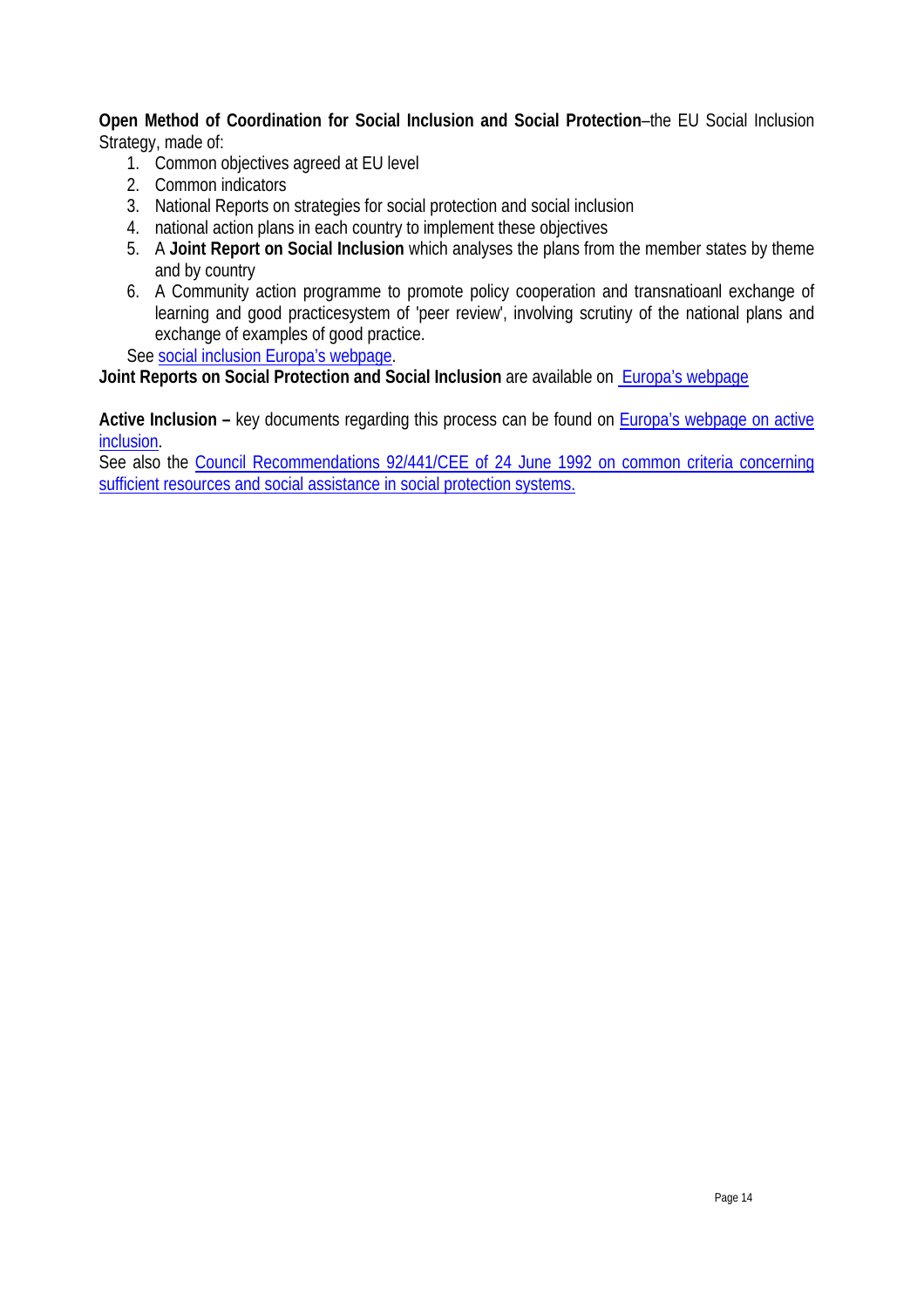**Open Method of Coordination for Social Inclusion and Social Protection**–the EU Social Inclusion Strategy, made of:

1. Common objectives agreed at EU level
2. Common indicators
3. National Reports on strategies for social protection and social inclusion
4. national action plans in each country to implement these objectives
5. A **Joint Report on Social Inclusion** which analyses the plans from the member states by theme and by country
6. A Community action programme to promote policy cooperation and transnatioanl exchange of learning and good practicesystem of 'peer review', involving scrutiny of the national plans and exchange of examples of good practice.

See social inclusion Europa's webpage.

**Joint Reports on Social Protection and Social Inclusion** are available on Europa's webpage

**Active Inclusion –** key documents regarding this process can be found on Europa's webpage on active inclusion.

See also the Council Recommendations 92/441/CEE of 24 June 1992 on common criteria concerning sufficient resources and social assistance in social protection systems.